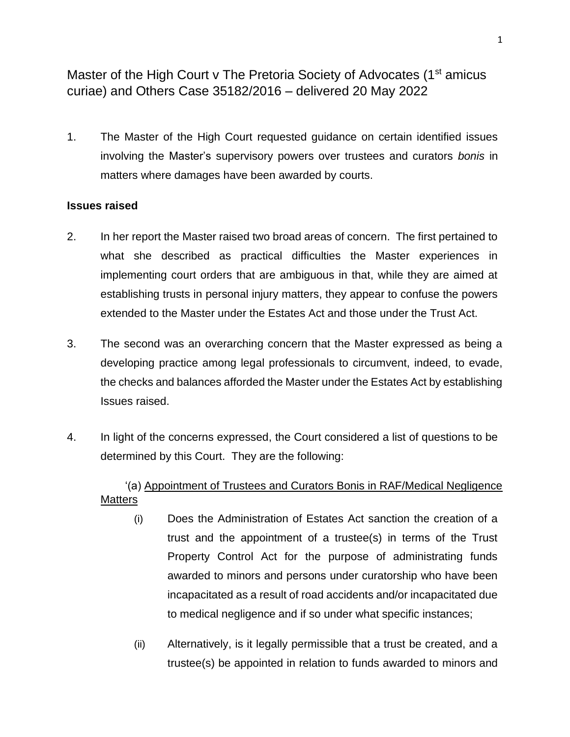Master of the High Court v The Pretoria Society of Advocates (1st amicus curiae) and Others Case 35182/2016 – delivered 20 May 2022

1. The Master of the High Court requested guidance on certain identified issues involving the Master's supervisory powers over trustees and curators *bonis* in matters where damages have been awarded by courts.

**Issues raised**

2. In her report the Master raised two broad areas of concern. The first pertained to what she described as practical difficulties the Master experiences in implementing court orders that are ambiguous in that, while they are aimed at establishing trusts in personal injury matters, they appear to confuse the powers extended to the Master under the Estates Act and those under the Trust Act.

3. The second was an overarching concern that the Master expressed as being a developing practice among legal professionals to circumvent, indeed, to evade, the checks and balances afforded the Master under the Estates Act by establishing Issues raised.

4. In light of the concerns expressed, the Court considered a list of questions to be determined by this Court. They are the following:

'(a) <u>Appointment of Trustees and Curators Bonis in RAF/Medical Negligence Matters</u>

(i) Does the Administration of Estates Act sanction the creation of a trust and the appointment of a trustee(s) in terms of the Trust Property Control Act for the purpose of administrating funds awarded to minors and persons under curatorship who have been incapacitated as a result of road accidents and/or incapacitated due to medical negligence and if so under what specific instances;

(ii) Alternatively, is it legally permissible that a trust be created, and a trustee(s) be appointed in relation to funds awarded to minors and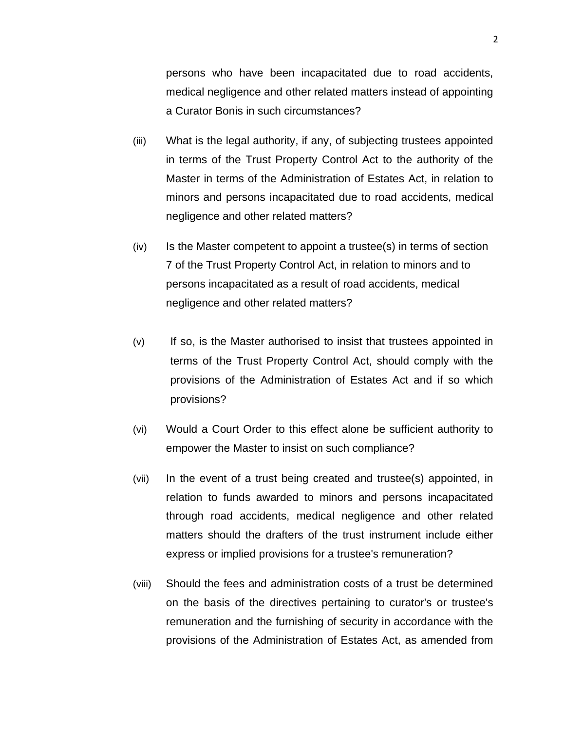persons who have been incapacitated due to road accidents, medical negligence and other related matters instead of appointing a Curator Bonis in such circumstances?

(iii) What is the legal authority, if any, of subjecting trustees appointed in terms of the Trust Property Control Act to the authority of the Master in terms of the Administration of Estates Act, in relation to minors and persons incapacitated due to road accidents, medical negligence and other related matters?

(iv) Is the Master competent to appoint a trustee(s) in terms of section 7 of the Trust Property Control Act, in relation to minors and to persons incapacitated as a result of road accidents, medical negligence and other related matters?

(v) If so, is the Master authorised to insist that trustees appointed in terms of the Trust Property Control Act, should comply with the provisions of the Administration of Estates Act and if so which provisions?

(vi) Would a Court Order to this effect alone be sufficient authority to empower the Master to insist on such compliance?

(vii) In the event of a trust being created and trustee(s) appointed, in relation to funds awarded to minors and persons incapacitated through road accidents, medical negligence and other related matters should the drafters of the trust instrument include either express or implied provisions for a trustee's remuneration?

(viii) Should the fees and administration costs of a trust be determined on the basis of the directives pertaining to curator's or trustee's remuneration and the furnishing of security in accordance with the provisions of the Administration of Estates Act, as amended from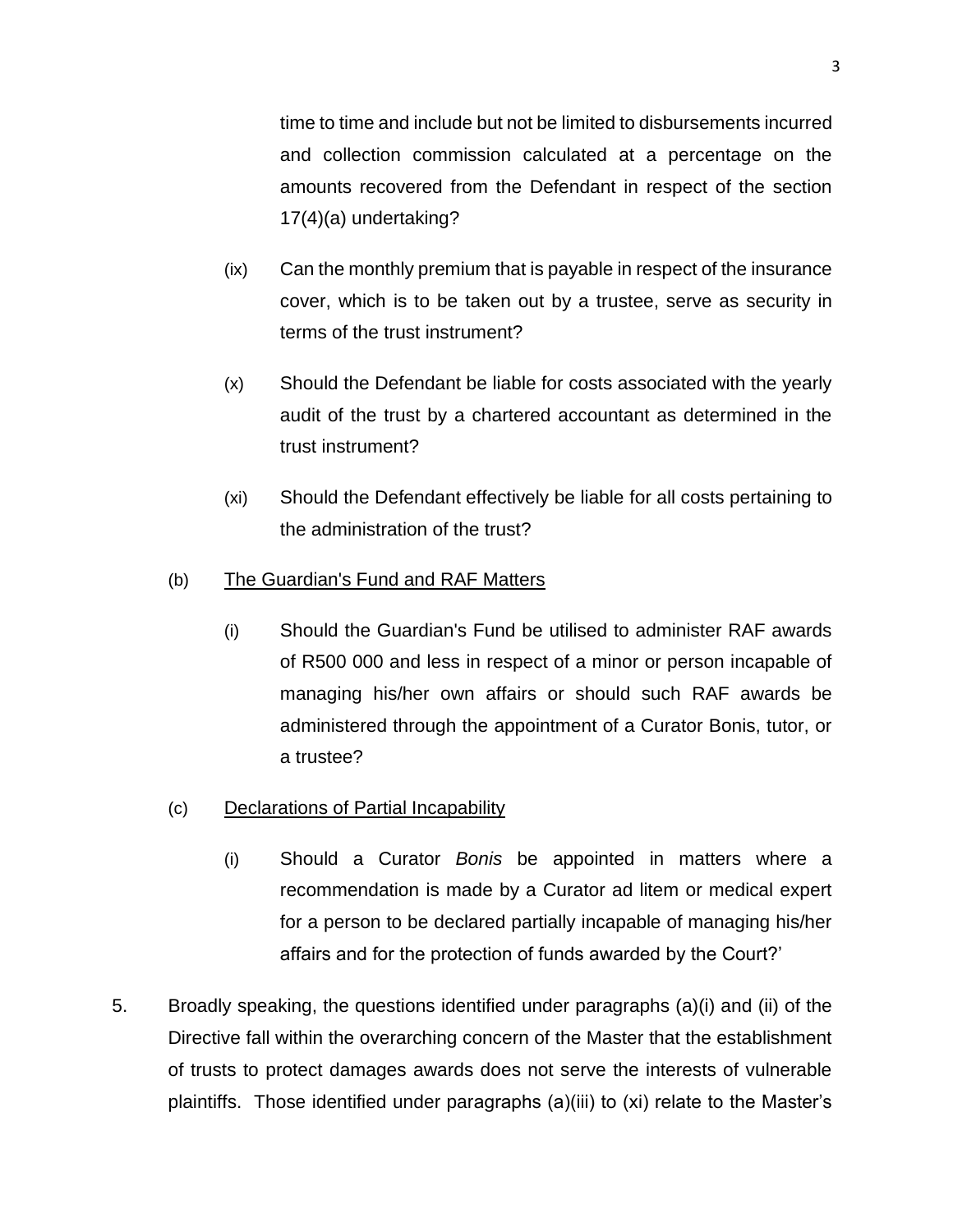time to time and include but not be limited to disbursements incurred and collection commission calculated at a percentage on the amounts recovered from the Defendant in respect of the section 17(4)(a) undertaking?

(ix) Can the monthly premium that is payable in respect of the insurance cover, which is to be taken out by a trustee, serve as security in terms of the trust instrument?

(x) Should the Defendant be liable for costs associated with the yearly audit of the trust by a chartered accountant as determined in the trust instrument?

(xi) Should the Defendant effectively be liable for all costs pertaining to the administration of the trust?

(b) <u>The Guardian's Fund and RAF Matters</u>

(i) Should the Guardian's Fund be utilised to administer RAF awards of R500 000 and less in respect of a minor or person incapable of managing his/her own affairs or should such RAF awards be administered through the appointment of a Curator Bonis, tutor, or a trustee?

(c) <u>Declarations of Partial Incapability</u>

(i) Should a Curator *Bonis* be appointed in matters where a recommendation is made by a Curator ad litem or medical expert for a person to be declared partially incapable of managing his/her affairs and for the protection of funds awarded by the Court?'

5. Broadly speaking, the questions identified under paragraphs (a)(i) and (ii) of the Directive fall within the overarching concern of the Master that the establishment of trusts to protect damages awards does not serve the interests of vulnerable plaintiffs. Those identified under paragraphs (a)(iii) to (xi) relate to the Master's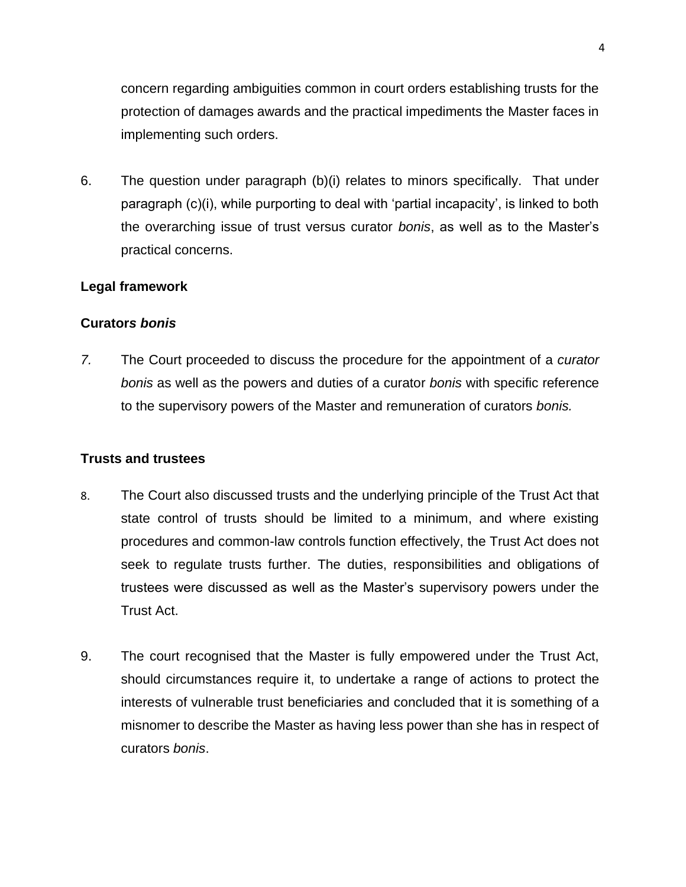concern regarding ambiguities common in court orders establishing trusts for the protection of damages awards and the practical impediments the Master faces in implementing such orders.

6. The question under paragraph (b)(i) relates to minors specifically. That under paragraph (c)(i), while purporting to deal with 'partial incapacity', is linked to both the overarching issue of trust versus curator *bonis*, as well as to the Master's practical concerns.

**Legal framework**

**Curator*s bonis***

*7.* The Court proceeded to discuss the procedure for the appointment of a *curator bonis* as well as the powers and duties of a curator *bonis* with specific reference to the supervisory powers of the Master and remuneration of curators *bonis.*

**Trusts and trustees**

8. The Court also discussed trusts and the underlying principle of the Trust Act that state control of trusts should be limited to a minimum, and where existing procedures and common-law controls function effectively, the Trust Act does not seek to regulate trusts further. The duties, responsibilities and obligations of trustees were discussed as well as the Master's supervisory powers under the Trust Act.

9. The court recognised that the Master is fully empowered under the Trust Act, should circumstances require it, to undertake a range of actions to protect the interests of vulnerable trust beneficiaries and concluded that it is something of a misnomer to describe the Master as having less power than she has in respect of curators *bonis*.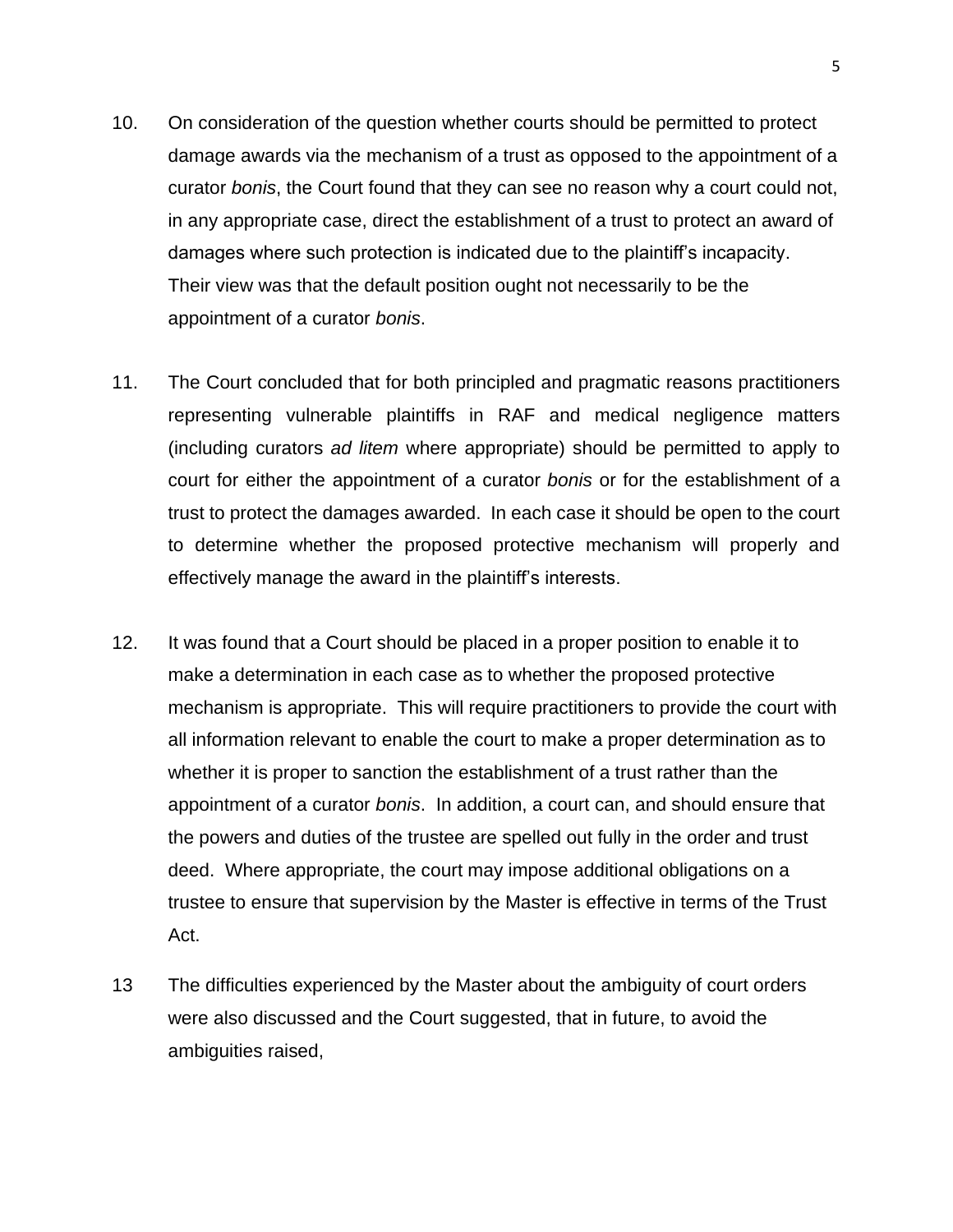10. On consideration of the question whether courts should be permitted to protect damage awards via the mechanism of a trust as opposed to the appointment of a curator *bonis*, the Court found that they can see no reason why a court could not, in any appropriate case, direct the establishment of a trust to protect an award of damages where such protection is indicated due to the plaintiff's incapacity. Their view was that the default position ought not necessarily to be the appointment of a curator *bonis*.

11. The Court concluded that for both principled and pragmatic reasons practitioners representing vulnerable plaintiffs in RAF and medical negligence matters (including curators *ad litem* where appropriate) should be permitted to apply to court for either the appointment of a curator *bonis* or for the establishment of a trust to protect the damages awarded. In each case it should be open to the court to determine whether the proposed protective mechanism will properly and effectively manage the award in the plaintiff's interests.

12. It was found that a Court should be placed in a proper position to enable it to make a determination in each case as to whether the proposed protective mechanism is appropriate. This will require practitioners to provide the court with all information relevant to enable the court to make a proper determination as to whether it is proper to sanction the establishment of a trust rather than the appointment of a curator *bonis*. In addition, a court can, and should ensure that the powers and duties of the trustee are spelled out fully in the order and trust deed. Where appropriate, the court may impose additional obligations on a trustee to ensure that supervision by the Master is effective in terms of the Trust Act.

13 The difficulties experienced by the Master about the ambiguity of court orders were also discussed and the Court suggested, that in future, to avoid the ambiguities raised,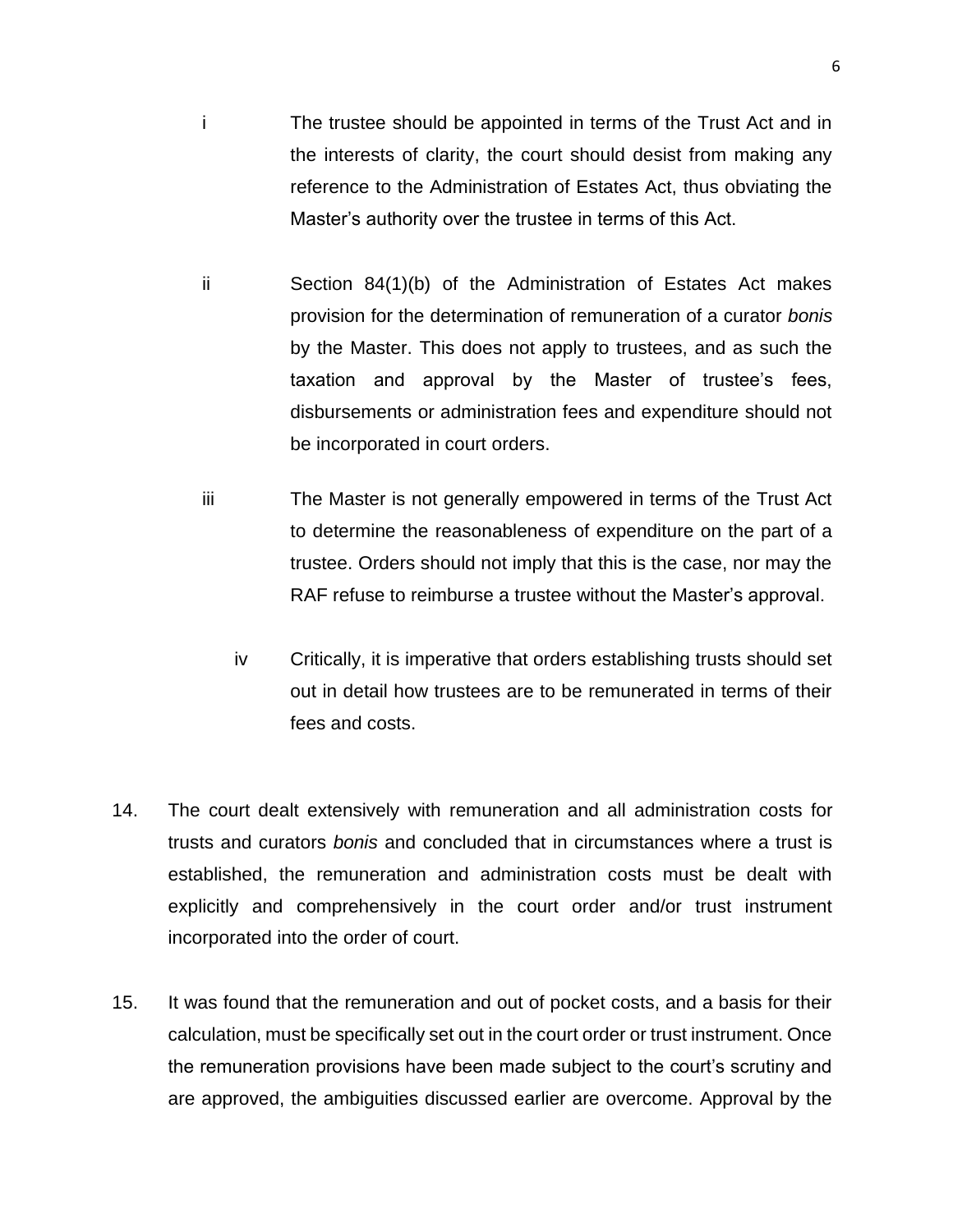i The trustee should be appointed in terms of the Trust Act and in the interests of clarity, the court should desist from making any reference to the Administration of Estates Act, thus obviating the Master's authority over the trustee in terms of this Act.

ii Section 84(1)(b) of the Administration of Estates Act makes provision for the determination of remuneration of a curator *bonis* by the Master. This does not apply to trustees, and as such the taxation and approval by the Master of trustee's fees, disbursements or administration fees and expenditure should not be incorporated in court orders.

iii The Master is not generally empowered in terms of the Trust Act to determine the reasonableness of expenditure on the part of a trustee. Orders should not imply that this is the case, nor may the RAF refuse to reimburse a trustee without the Master's approval.

iv Critically, it is imperative that orders establishing trusts should set out in detail how trustees are to be remunerated in terms of their fees and costs.

14. The court dealt extensively with remuneration and all administration costs for trusts and curators *bonis* and concluded that in circumstances where a trust is established, the remuneration and administration costs must be dealt with explicitly and comprehensively in the court order and/or trust instrument incorporated into the order of court.

15. It was found that the remuneration and out of pocket costs, and a basis for their calculation, must be specifically set out in the court order or trust instrument. Once the remuneration provisions have been made subject to the court's scrutiny and are approved, the ambiguities discussed earlier are overcome. Approval by the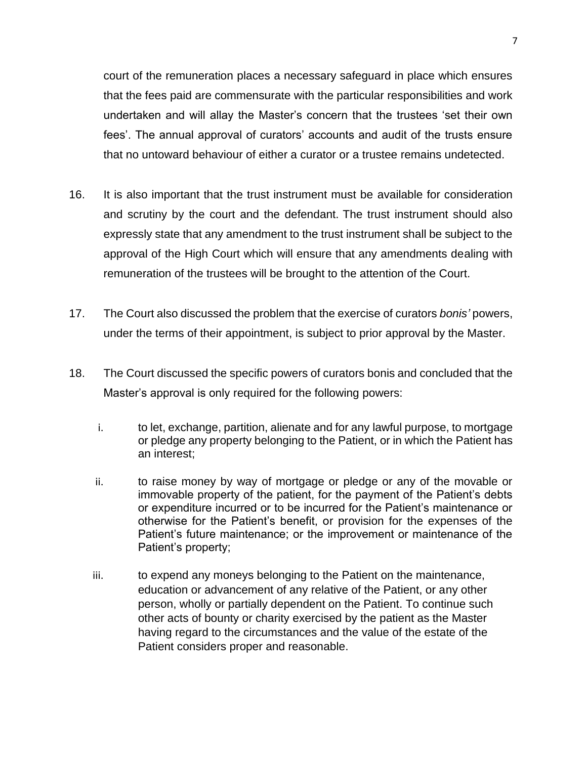court of the remuneration places a necessary safeguard in place which ensures that the fees paid are commensurate with the particular responsibilities and work undertaken and will allay the Master's concern that the trustees 'set their own fees'. The annual approval of curators' accounts and audit of the trusts ensure that no untoward behaviour of either a curator or a trustee remains undetected.

16. It is also important that the trust instrument must be available for consideration and scrutiny by the court and the defendant. The trust instrument should also expressly state that any amendment to the trust instrument shall be subject to the approval of the High Court which will ensure that any amendments dealing with remuneration of the trustees will be brought to the attention of the Court.

17. The Court also discussed the problem that the exercise of curators *bonis'* powers, under the terms of their appointment, is subject to prior approval by the Master.

18. The Court discussed the specific powers of curators bonis and concluded that the Master's approval is only required for the following powers:

    i. to let, exchange, partition, alienate and for any lawful purpose, to mortgage or pledge any property belonging to the Patient, or in which the Patient has an interest;

    ii. to raise money by way of mortgage or pledge or any of the movable or immovable property of the patient, for the payment of the Patient's debts or expenditure incurred or to be incurred for the Patient's maintenance or otherwise for the Patient's benefit, or provision for the expenses of the Patient's future maintenance; or the improvement or maintenance of the Patient's property;

    iii. to expend any moneys belonging to the Patient on the maintenance, education or advancement of any relative of the Patient, or any other person, wholly or partially dependent on the Patient. To continue such other acts of bounty or charity exercised by the patient as the Master having regard to the circumstances and the value of the estate of the Patient considers proper and reasonable.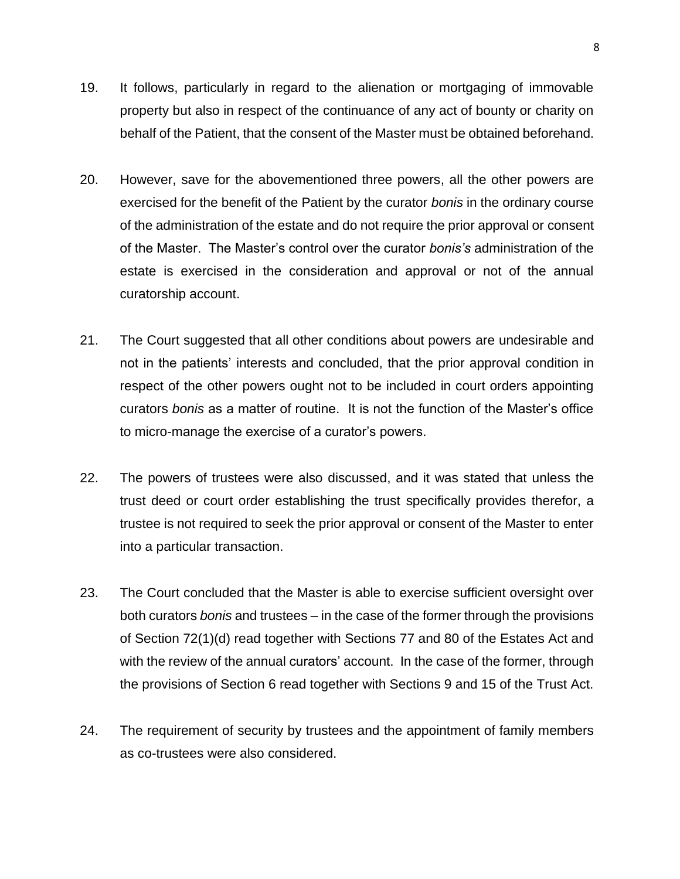19. It follows, particularly in regard to the alienation or mortgaging of immovable property but also in respect of the continuance of any act of bounty or charity on behalf of the Patient, that the consent of the Master must be obtained beforehand.

20. However, save for the abovementioned three powers, all the other powers are exercised for the benefit of the Patient by the curator *bonis* in the ordinary course of the administration of the estate and do not require the prior approval or consent of the Master. The Master's control over the curator *bonis's* administration of the estate is exercised in the consideration and approval or not of the annual curatorship account.

21. The Court suggested that all other conditions about powers are undesirable and not in the patients' interests and concluded, that the prior approval condition in respect of the other powers ought not to be included in court orders appointing curators *bonis* as a matter of routine. It is not the function of the Master's office to micro-manage the exercise of a curator's powers.

22. The powers of trustees were also discussed, and it was stated that unless the trust deed or court order establishing the trust specifically provides therefor, a trustee is not required to seek the prior approval or consent of the Master to enter into a particular transaction.

23. The Court concluded that the Master is able to exercise sufficient oversight over both curators *bonis* and trustees – in the case of the former through the provisions of Section 72(1)(d) read together with Sections 77 and 80 of the Estates Act and with the review of the annual curators' account. In the case of the former, through the provisions of Section 6 read together with Sections 9 and 15 of the Trust Act.

24. The requirement of security by trustees and the appointment of family members as co-trustees were also considered.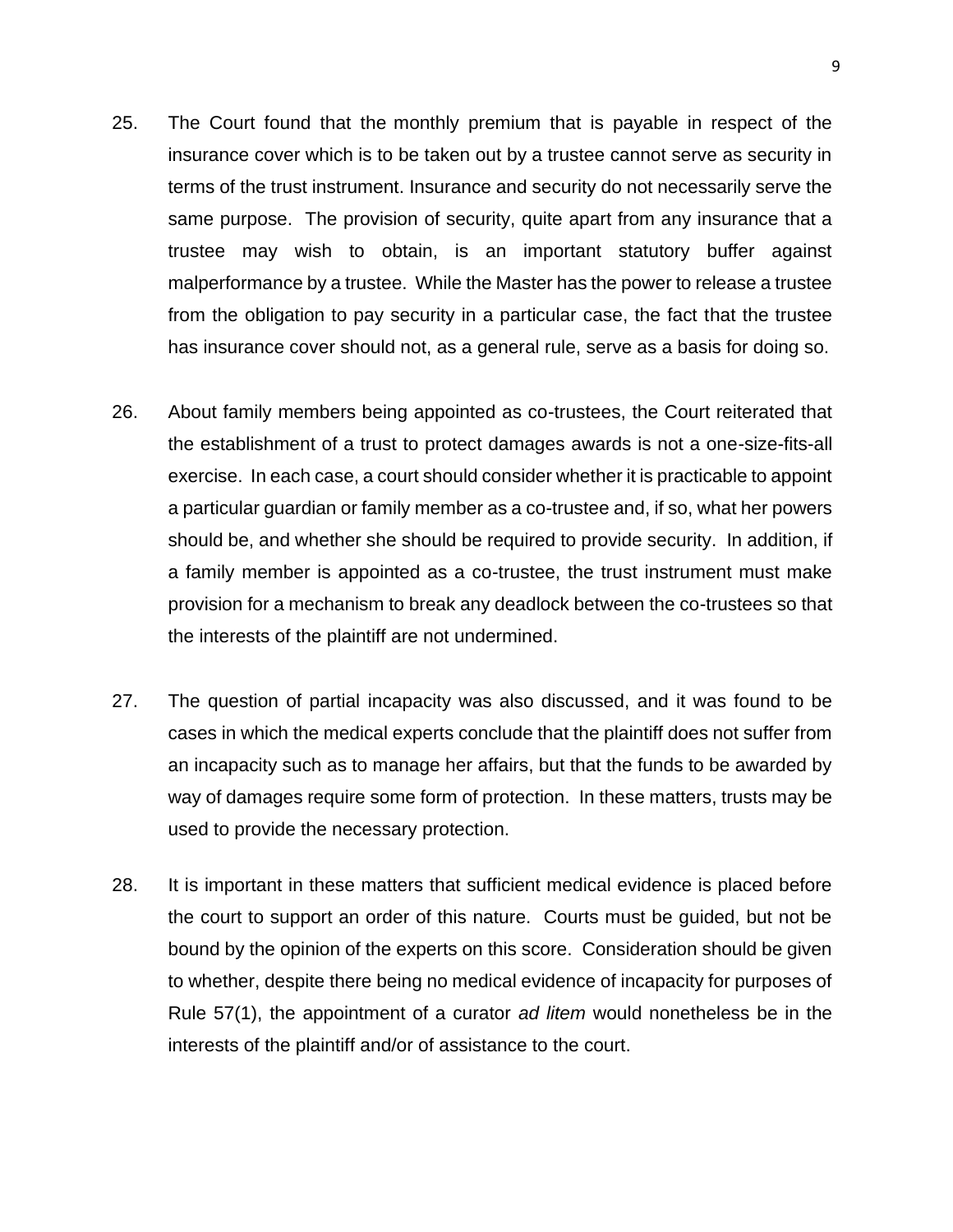25. The Court found that the monthly premium that is payable in respect of the insurance cover which is to be taken out by a trustee cannot serve as security in terms of the trust instrument. Insurance and security do not necessarily serve the same purpose. The provision of security, quite apart from any insurance that a trustee may wish to obtain, is an important statutory buffer against malperformance by a trustee. While the Master has the power to release a trustee from the obligation to pay security in a particular case, the fact that the trustee has insurance cover should not, as a general rule, serve as a basis for doing so.

26. About family members being appointed as co-trustees, the Court reiterated that the establishment of a trust to protect damages awards is not a one-size-fits-all exercise. In each case, a court should consider whether it is practicable to appoint a particular guardian or family member as a co-trustee and, if so, what her powers should be, and whether she should be required to provide security. In addition, if a family member is appointed as a co-trustee, the trust instrument must make provision for a mechanism to break any deadlock between the co-trustees so that the interests of the plaintiff are not undermined.

27. The question of partial incapacity was also discussed, and it was found to be cases in which the medical experts conclude that the plaintiff does not suffer from an incapacity such as to manage her affairs, but that the funds to be awarded by way of damages require some form of protection. In these matters, trusts may be used to provide the necessary protection.

28. It is important in these matters that sufficient medical evidence is placed before the court to support an order of this nature. Courts must be guided, but not be bound by the opinion of the experts on this score. Consideration should be given to whether, despite there being no medical evidence of incapacity for purposes of Rule 57(1), the appointment of a curator *ad litem* would nonetheless be in the interests of the plaintiff and/or of assistance to the court.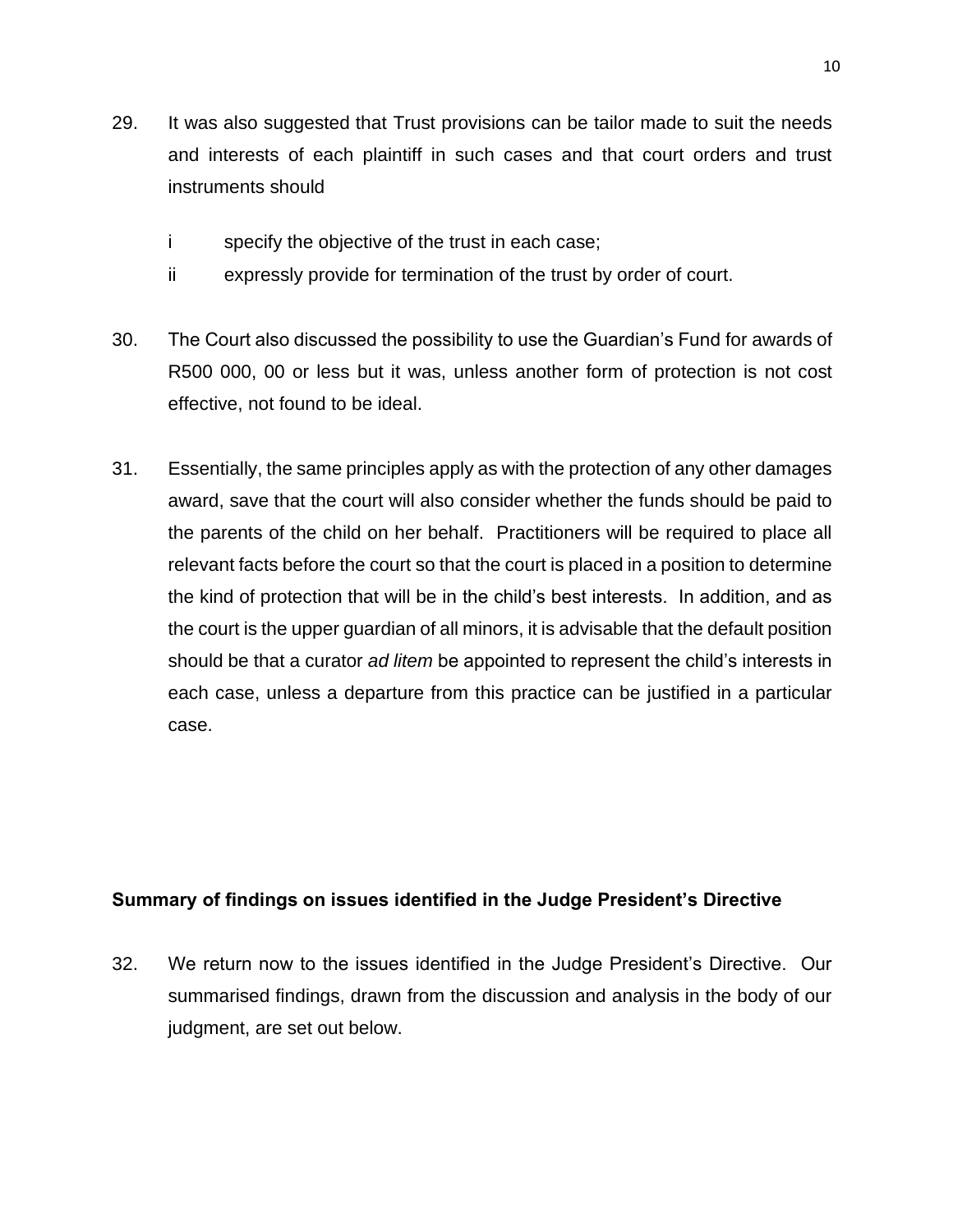29. It was also suggested that Trust provisions can be tailor made to suit the needs and interests of each plaintiff in such cases and that court orders and trust instruments should

    i specify the objective of the trust in each case;

    ii expressly provide for termination of the trust by order of court.

30. The Court also discussed the possibility to use the Guardian's Fund for awards of R500 000, 00 or less but it was, unless another form of protection is not cost effective, not found to be ideal.

31. Essentially, the same principles apply as with the protection of any other damages award, save that the court will also consider whether the funds should be paid to the parents of the child on her behalf. Practitioners will be required to place all relevant facts before the court so that the court is placed in a position to determine the kind of protection that will be in the child's best interests. In addition, and as the court is the upper guardian of all minors, it is advisable that the default position should be that a curator *ad litem* be appointed to represent the child's interests in each case, unless a departure from this practice can be justified in a particular case.

**Summary of findings on issues identified in the Judge President's Directive**

32. We return now to the issues identified in the Judge President's Directive. Our summarised findings, drawn from the discussion and analysis in the body of our judgment, are set out below.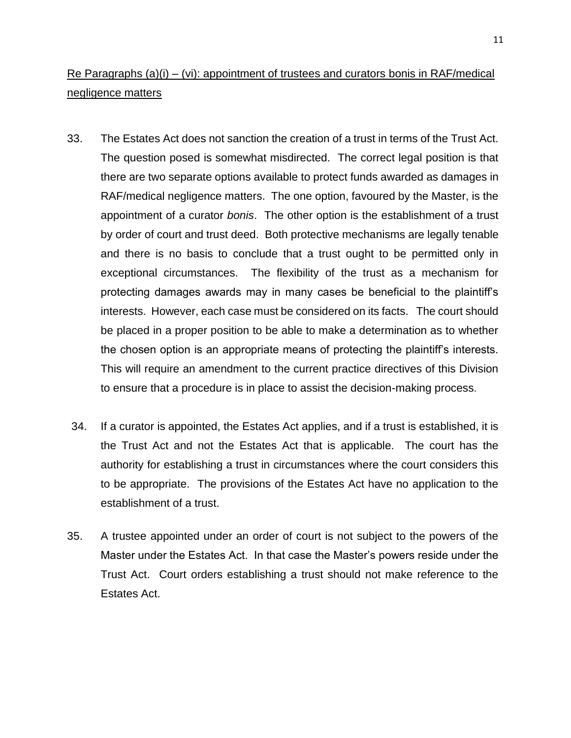Re Paragraphs (a)(i) – (vi): appointment of trustees and curators bonis in RAF/medical negligence matters

33. The Estates Act does not sanction the creation of a trust in terms of the Trust Act. The question posed is somewhat misdirected. The correct legal position is that there are two separate options available to protect funds awarded as damages in RAF/medical negligence matters. The one option, favoured by the Master, is the appointment of a curator *bonis*. The other option is the establishment of a trust by order of court and trust deed. Both protective mechanisms are legally tenable and there is no basis to conclude that a trust ought to be permitted only in exceptional circumstances. The flexibility of the trust as a mechanism for protecting damages awards may in many cases be beneficial to the plaintiff's interests. However, each case must be considered on its facts. The court should be placed in a proper position to be able to make a determination as to whether the chosen option is an appropriate means of protecting the plaintiff's interests. This will require an amendment to the current practice directives of this Division to ensure that a procedure is in place to assist the decision-making process.

34. If a curator is appointed, the Estates Act applies, and if a trust is established, it is the Trust Act and not the Estates Act that is applicable. The court has the authority for establishing a trust in circumstances where the court considers this to be appropriate. The provisions of the Estates Act have no application to the establishment of a trust.

35. A trustee appointed under an order of court is not subject to the powers of the Master under the Estates Act. In that case the Master's powers reside under the Trust Act. Court orders establishing a trust should not make reference to the Estates Act.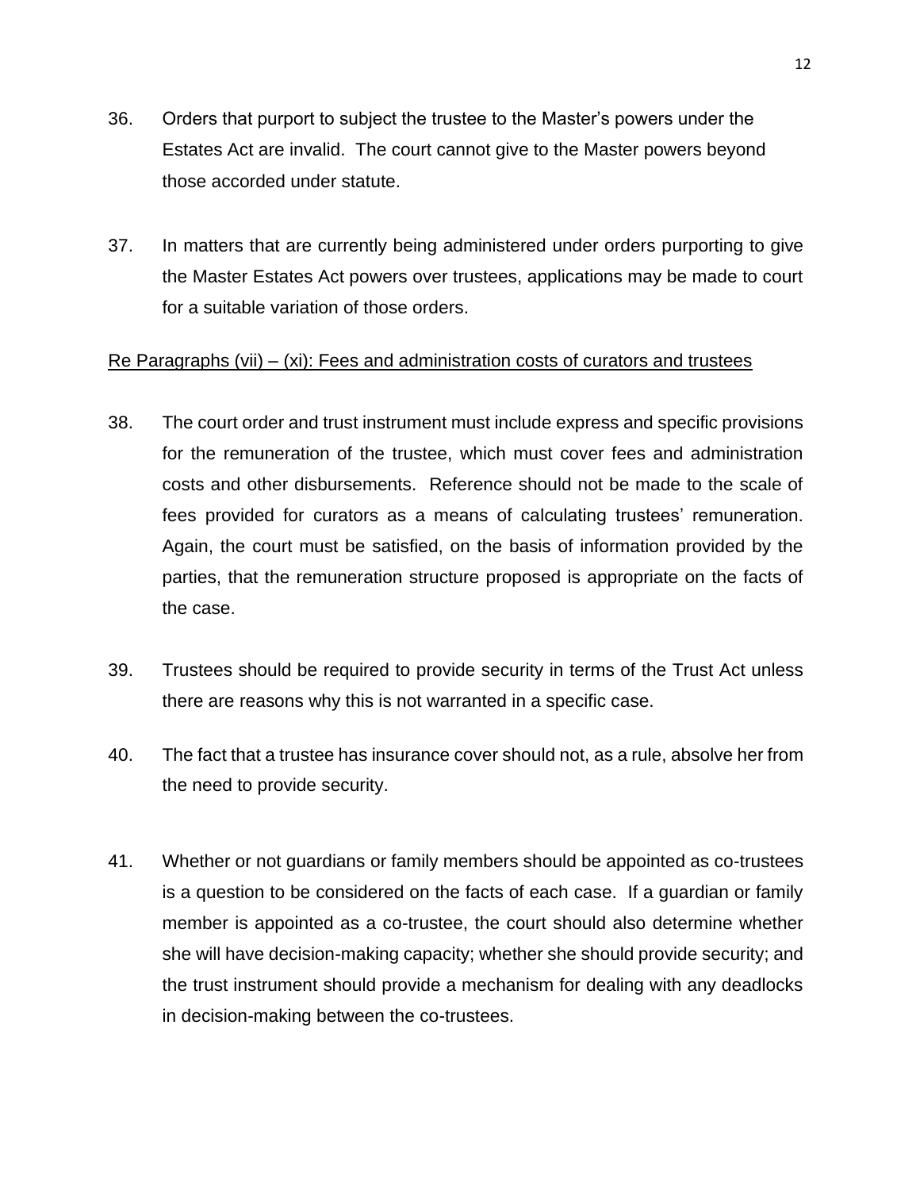36. Orders that purport to subject the trustee to the Master's powers under the Estates Act are invalid. The court cannot give to the Master powers beyond those accorded under statute.

37. In matters that are currently being administered under orders purporting to give the Master Estates Act powers over trustees, applications may be made to court for a suitable variation of those orders.

<u>Re Paragraphs (vii) – (xi): Fees and administration costs of curators and trustees</u>

38. The court order and trust instrument must include express and specific provisions for the remuneration of the trustee, which must cover fees and administration costs and other disbursements. Reference should not be made to the scale of fees provided for curators as a means of calculating trustees' remuneration. Again, the court must be satisfied, on the basis of information provided by the parties, that the remuneration structure proposed is appropriate on the facts of the case.

39. Trustees should be required to provide security in terms of the Trust Act unless there are reasons why this is not warranted in a specific case.

40. The fact that a trustee has insurance cover should not, as a rule, absolve her from the need to provide security.

41. Whether or not guardians or family members should be appointed as co-trustees is a question to be considered on the facts of each case. If a guardian or family member is appointed as a co-trustee, the court should also determine whether she will have decision-making capacity; whether she should provide security; and the trust instrument should provide a mechanism for dealing with any deadlocks in decision-making between the co-trustees.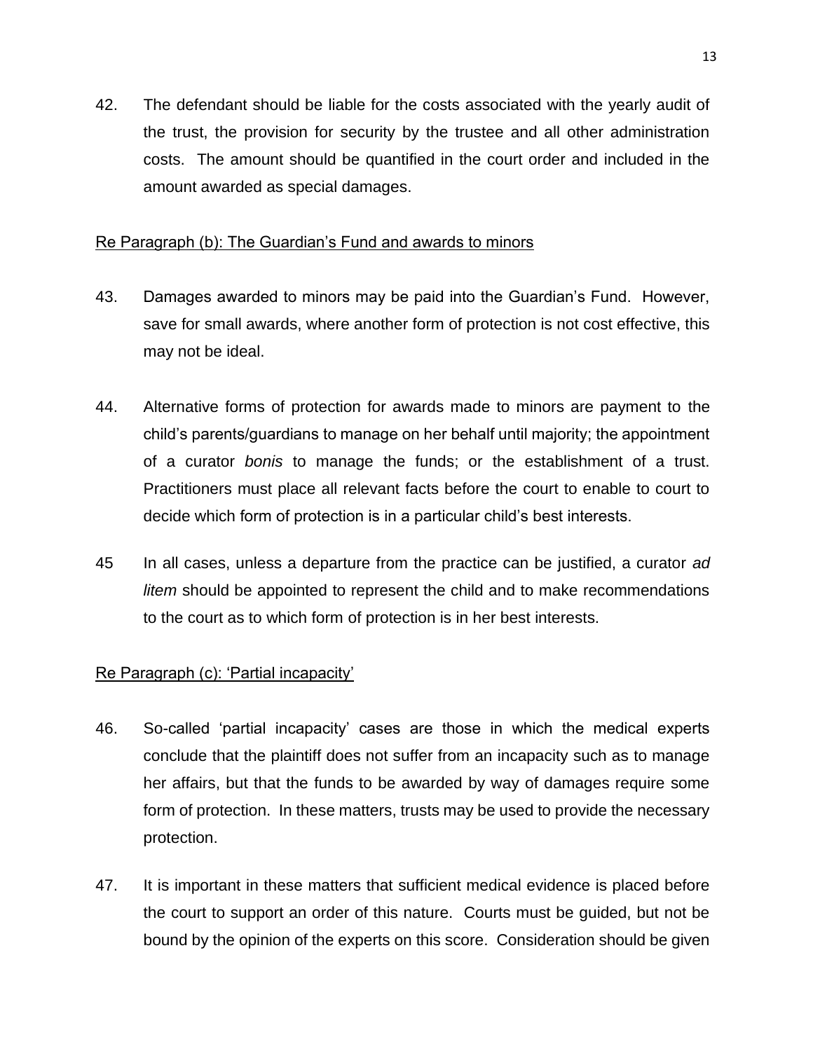42. The defendant should be liable for the costs associated with the yearly audit of the trust, the provision for security by the trustee and all other administration costs. The amount should be quantified in the court order and included in the amount awarded as special damages.

Re Paragraph (b): The Guardian's Fund and awards to minors

43. Damages awarded to minors may be paid into the Guardian's Fund. However, save for small awards, where another form of protection is not cost effective, this may not be ideal.

44. Alternative forms of protection for awards made to minors are payment to the child's parents/guardians to manage on her behalf until majority; the appointment of a curator *bonis* to manage the funds; or the establishment of a trust. Practitioners must place all relevant facts before the court to enable to court to decide which form of protection is in a particular child's best interests.

45 In all cases, unless a departure from the practice can be justified, a curator *ad litem* should be appointed to represent the child and to make recommendations to the court as to which form of protection is in her best interests.

Re Paragraph (c): 'Partial incapacity'

46. So-called 'partial incapacity' cases are those in which the medical experts conclude that the plaintiff does not suffer from an incapacity such as to manage her affairs, but that the funds to be awarded by way of damages require some form of protection. In these matters, trusts may be used to provide the necessary protection.

47. It is important in these matters that sufficient medical evidence is placed before the court to support an order of this nature. Courts must be guided, but not be bound by the opinion of the experts on this score. Consideration should be given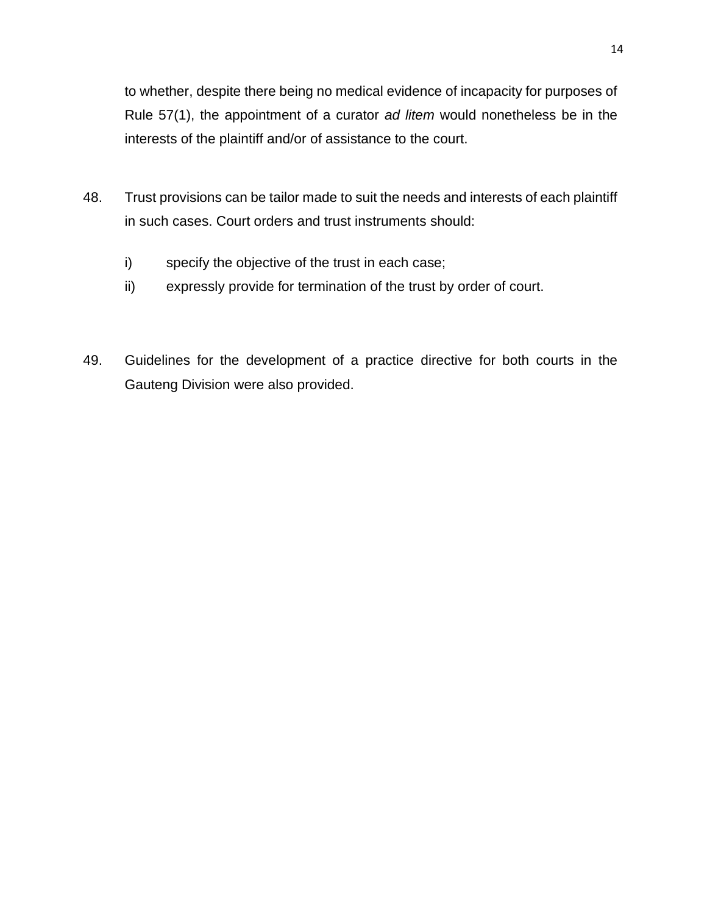to whether, despite there being no medical evidence of incapacity for purposes of Rule 57(1), the appointment of a curator *ad litem* would nonetheless be in the interests of the plaintiff and/or of assistance to the court.

48. Trust provisions can be tailor made to suit the needs and interests of each plaintiff in such cases. Court orders and trust instruments should:

   i) specify the objective of the trust in each case;
   ii) expressly provide for termination of the trust by order of court.

49. Guidelines for the development of a practice directive for both courts in the Gauteng Division were also provided.